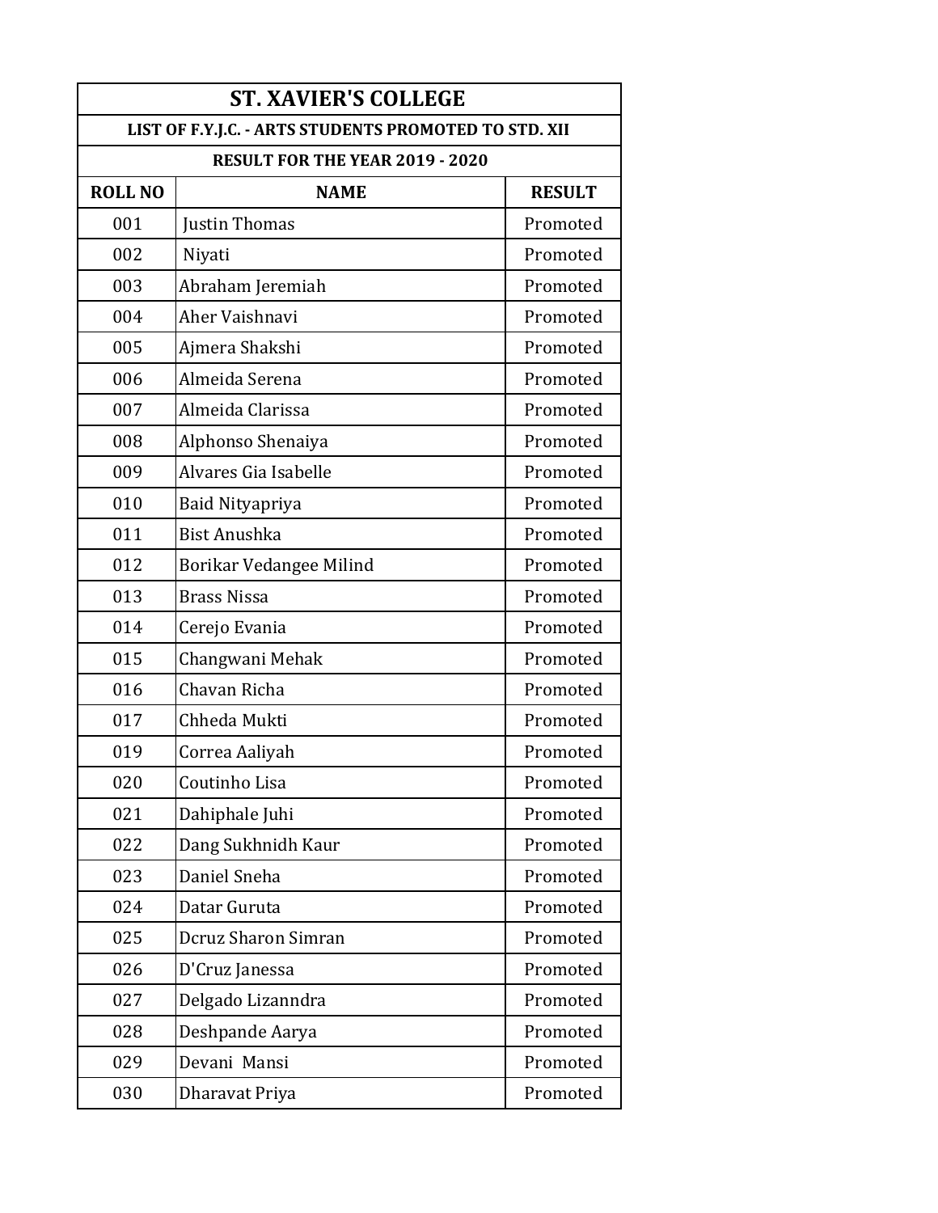# ST. XAVIER'S COLLEGE

## LIST OF F.Y.J.C. - ARTS STUDENTS PROMOTED TO STD. XII

### RESULT FOR THE YEAR 2019 - 2020

| ROLL NO | NAME | RESULT |
|---|---|---|
| 001 | Justin Thomas | Promoted |
| 002 | Niyati | Promoted |
| 003 | Abraham Jeremiah | Promoted |
| 004 | Aher Vaishnavi | Promoted |
| 005 | Ajmera Shakshi | Promoted |
| 006 | Almeida Serena | Promoted |
| 007 | Almeida Clarissa | Promoted |
| 008 | Alphonso Shenaiya | Promoted |
| 009 | Alvares Gia Isabelle | Promoted |
| 010 | Baid Nityapriya | Promoted |
| 011 | Bist Anushka | Promoted |
| 012 | Borikar Vedangee Milind | Promoted |
| 013 | Brass Nissa | Promoted |
| 014 | Cerejo Evania | Promoted |
| 015 | Changwani Mehak | Promoted |
| 016 | Chavan Richa | Promoted |
| 017 | Chheda Mukti | Promoted |
| 019 | Correa Aaliyah | Promoted |
| 020 | Coutinho Lisa | Promoted |
| 021 | Dahiphale Juhi | Promoted |
| 022 | Dang Sukhnidh Kaur | Promoted |
| 023 | Daniel Sneha | Promoted |
| 024 | Datar Guruta | Promoted |
| 025 | Dcruz Sharon Simran | Promoted |
| 026 | D'Cruz Janessa | Promoted |
| 027 | Delgado Lizanndra | Promoted |
| 028 | Deshpande Aarya | Promoted |
| 029 | Devani Mansi | Promoted |
| 030 | Dharavat Priya | Promoted |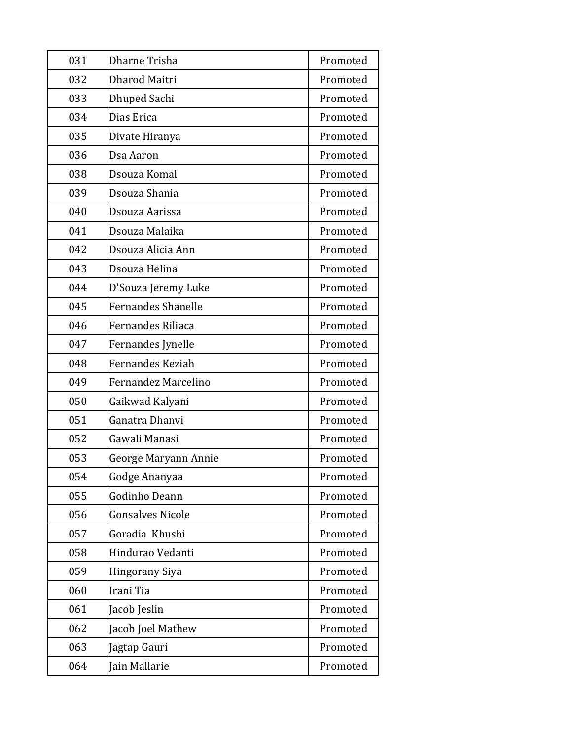| 031 | Dharne Trisha | Promoted |
|---|---|---|
| 032 | Dharod Maitri | Promoted |
| 033 | Dhuped Sachi | Promoted |
| 034 | Dias Erica | Promoted |
| 035 | Divate Hiranya | Promoted |
| 036 | Dsa Aaron | Promoted |
| 038 | Dsouza Komal | Promoted |
| 039 | Dsouza Shania | Promoted |
| 040 | Dsouza Aarissa | Promoted |
| 041 | Dsouza Malaika | Promoted |
| 042 | Dsouza Alicia Ann | Promoted |
| 043 | Dsouza Helina | Promoted |
| 044 | D'Souza Jeremy Luke | Promoted |
| 045 | Fernandes Shanelle | Promoted |
| 046 | Fernandes Riliaca | Promoted |
| 047 | Fernandes Jynelle | Promoted |
| 048 | Fernandes Keziah | Promoted |
| 049 | Fernandez Marcelino | Promoted |
| 050 | Gaikwad Kalyani | Promoted |
| 051 | Ganatra Dhanvi | Promoted |
| 052 | Gawali Manasi | Promoted |
| 053 | George Maryann Annie | Promoted |
| 054 | Godge Ananyaa | Promoted |
| 055 | Godinho Deann | Promoted |
| 056 | Gonsalves Nicole | Promoted |
| 057 | Goradia  Khushi | Promoted |
| 058 | Hindurao Vedanti | Promoted |
| 059 | Hingorany Siya | Promoted |
| 060 | Irani Tia | Promoted |
| 061 | Jacob Jeslin | Promoted |
| 062 | Jacob Joel Mathew | Promoted |
| 063 | Jagtap Gauri | Promoted |
| 064 | Jain Mallarie | Promoted |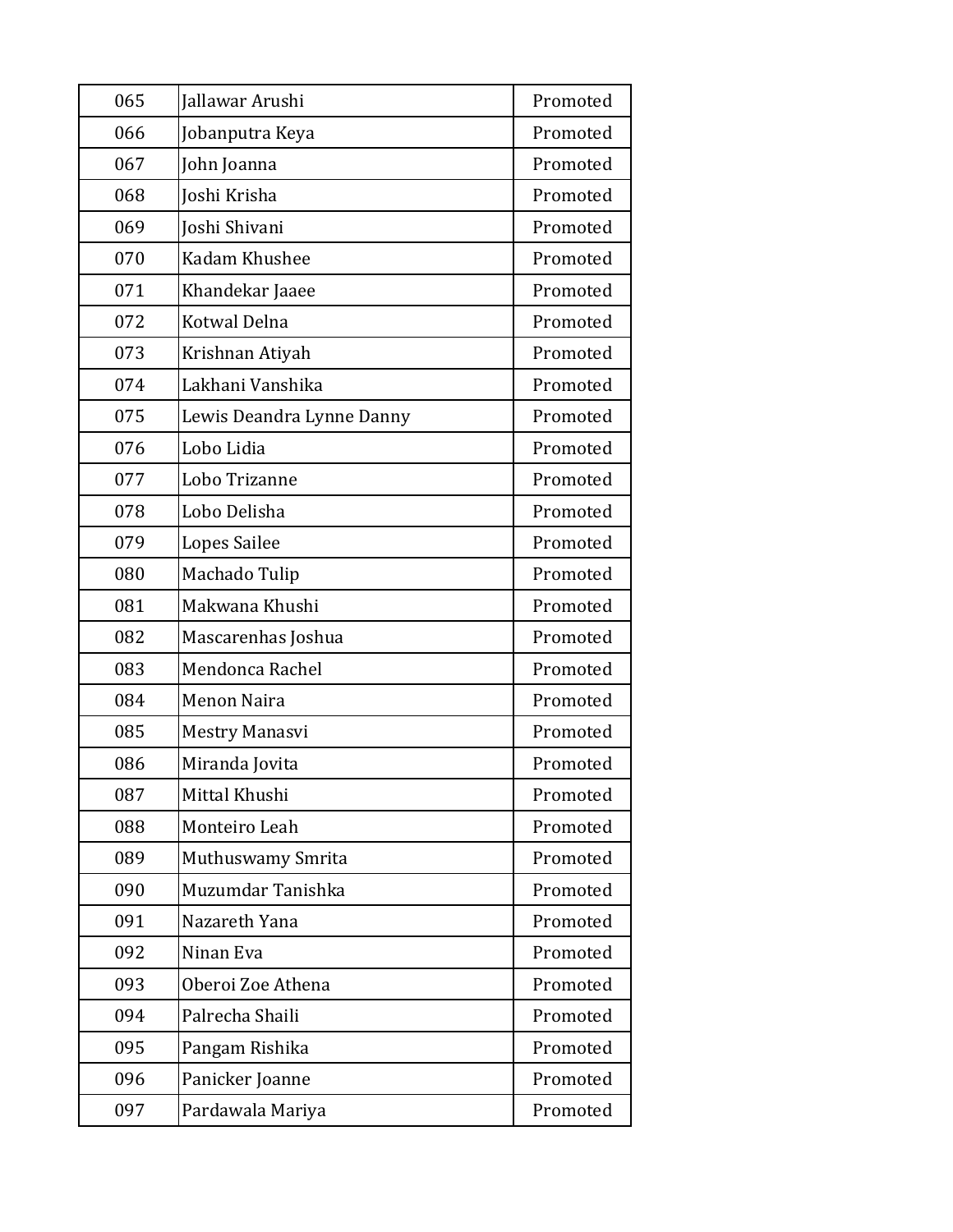| | | |
|---|---|---|
| 065 | Jallawar Arushi | Promoted |
| 066 | Jobanputra Keya | Promoted |
| 067 | John Joanna | Promoted |
| 068 | Joshi Krisha | Promoted |
| 069 | Joshi Shivani | Promoted |
| 070 | Kadam Khushee | Promoted |
| 071 | Khandekar Jaaee | Promoted |
| 072 | Kotwal Delna | Promoted |
| 073 | Krishnan Atiyah | Promoted |
| 074 | Lakhani Vanshika | Promoted |
| 075 | Lewis Deandra Lynne Danny | Promoted |
| 076 | Lobo Lidia | Promoted |
| 077 | Lobo Trizanne | Promoted |
| 078 | Lobo Delisha | Promoted |
| 079 | Lopes Sailee | Promoted |
| 080 | Machado Tulip | Promoted |
| 081 | Makwana Khushi | Promoted |
| 082 | Mascarenhas Joshua | Promoted |
| 083 | Mendonca Rachel | Promoted |
| 084 | Menon Naira | Promoted |
| 085 | Mestry Manasvi | Promoted |
| 086 | Miranda Jovita | Promoted |
| 087 | Mittal Khushi | Promoted |
| 088 | Monteiro Leah | Promoted |
| 089 | Muthuswamy Smrita | Promoted |
| 090 | Muzumdar Tanishka | Promoted |
| 091 | Nazareth Yana | Promoted |
| 092 | Ninan Eva | Promoted |
| 093 | Oberoi Zoe Athena | Promoted |
| 094 | Palrecha Shaili | Promoted |
| 095 | Pangam Rishika | Promoted |
| 096 | Panicker Joanne | Promoted |
| 097 | Pardawala Mariya | Promoted |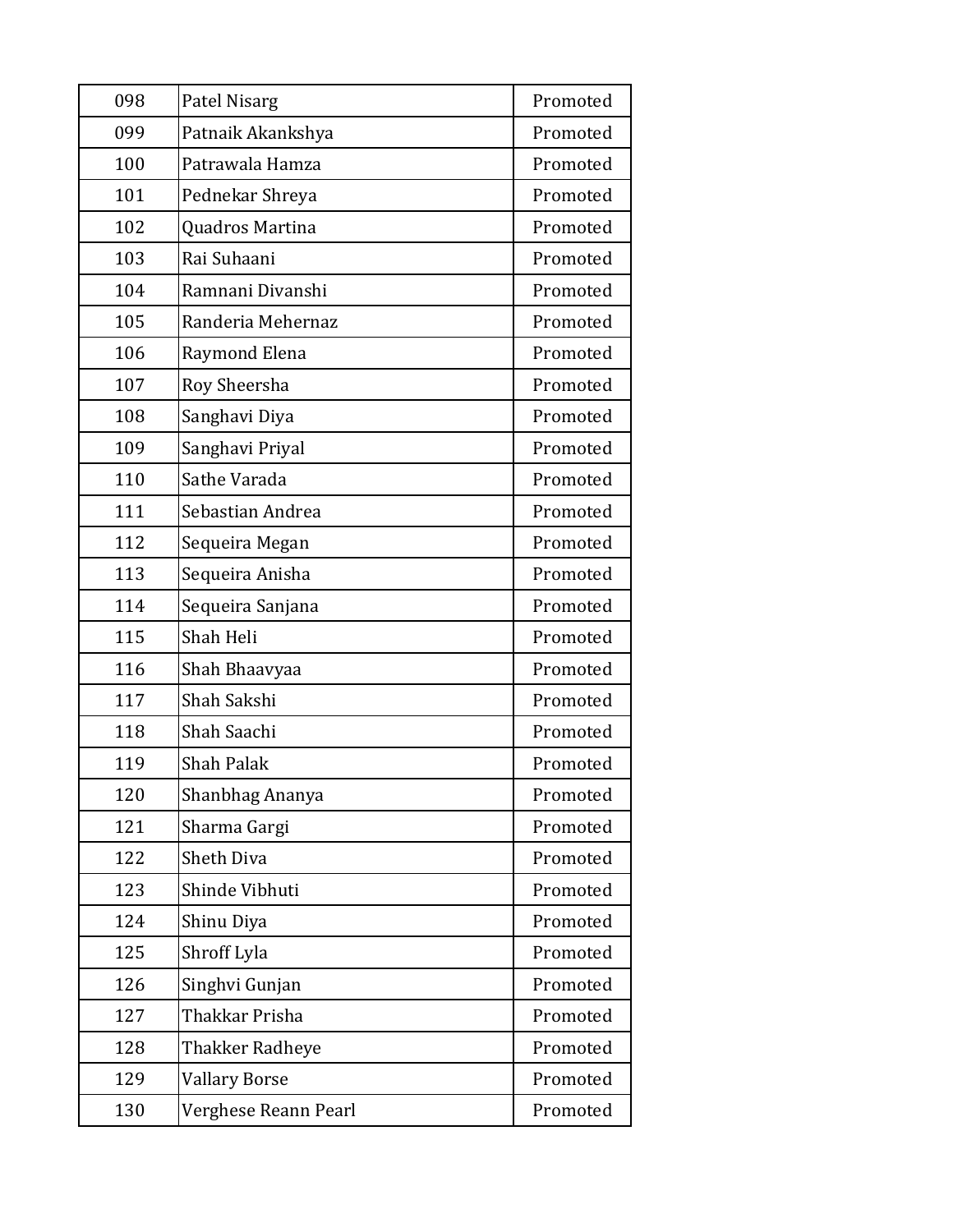| 098 | Patel Nisarg | Promoted |
|---|---|---|
| 099 | Patnaik Akankshya | Promoted |
| 100 | Patrawala Hamza | Promoted |
| 101 | Pednekar Shreya | Promoted |
| 102 | Quadros Martina | Promoted |
| 103 | Rai Suhaani | Promoted |
| 104 | Ramnani Divanshi | Promoted |
| 105 | Randeria Mehernaz | Promoted |
| 106 | Raymond Elena | Promoted |
| 107 | Roy Sheersha | Promoted |
| 108 | Sanghavi Diya | Promoted |
| 109 | Sanghavi Priyal | Promoted |
| 110 | Sathe Varada | Promoted |
| 111 | Sebastian Andrea | Promoted |
| 112 | Sequeira Megan | Promoted |
| 113 | Sequeira Anisha | Promoted |
| 114 | Sequeira Sanjana | Promoted |
| 115 | Shah Heli | Promoted |
| 116 | Shah Bhaavyaa | Promoted |
| 117 | Shah Sakshi | Promoted |
| 118 | Shah Saachi | Promoted |
| 119 | Shah Palak | Promoted |
| 120 | Shanbhag Ananya | Promoted |
| 121 | Sharma Gargi | Promoted |
| 122 | Sheth Diva | Promoted |
| 123 | Shinde Vibhuti | Promoted |
| 124 | Shinu Diya | Promoted |
| 125 | Shroff Lyla | Promoted |
| 126 | Singhvi Gunjan | Promoted |
| 127 | Thakkar Prisha | Promoted |
| 128 | Thakker Radheye | Promoted |
| 129 | Vallary Borse | Promoted |
| 130 | Verghese Reann Pearl | Promoted |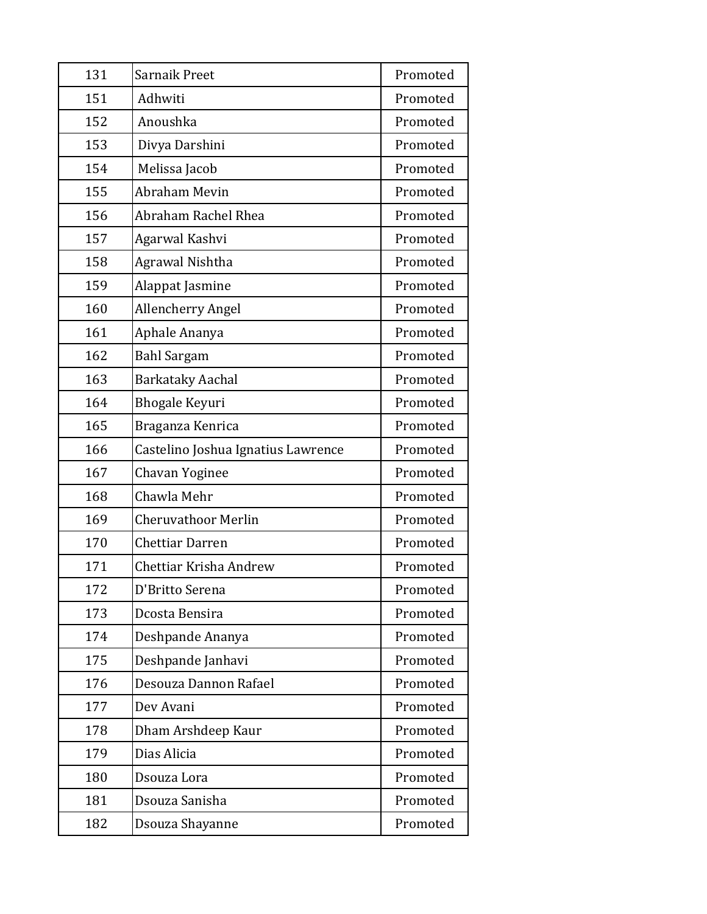| | | |
|---|---|---|
| 131 | Sarnaik Preet | Promoted |
| 151 | Adhwiti | Promoted |
| 152 | Anoushka | Promoted |
| 153 | Divya Darshini | Promoted |
| 154 | Melissa Jacob | Promoted |
| 155 | Abraham Mevin | Promoted |
| 156 | Abraham Rachel Rhea | Promoted |
| 157 | Agarwal Kashvi | Promoted |
| 158 | Agrawal Nishtha | Promoted |
| 159 | Alappat Jasmine | Promoted |
| 160 | Allencherry Angel | Promoted |
| 161 | Aphale Ananya | Promoted |
| 162 | Bahl Sargam | Promoted |
| 163 | Barkataky Aachal | Promoted |
| 164 | Bhogale Keyuri | Promoted |
| 165 | Braganza Kenrica | Promoted |
| 166 | Castelino Joshua Ignatius Lawrence | Promoted |
| 167 | Chavan Yoginee | Promoted |
| 168 | Chawla Mehr | Promoted |
| 169 | Cheruvathoor Merlin | Promoted |
| 170 | Chettiar Darren | Promoted |
| 171 | Chettiar Krisha Andrew | Promoted |
| 172 | D'Britto Serena | Promoted |
| 173 | Dcosta Bensira | Promoted |
| 174 | Deshpande Ananya | Promoted |
| 175 | Deshpande Janhavi | Promoted |
| 176 | Desouza Dannon Rafael | Promoted |
| 177 | Dev Avani | Promoted |
| 178 | Dham Arshdeep Kaur | Promoted |
| 179 | Dias Alicia | Promoted |
| 180 | Dsouza Lora | Promoted |
| 181 | Dsouza Sanisha | Promoted |
| 182 | Dsouza Shayanne | Promoted |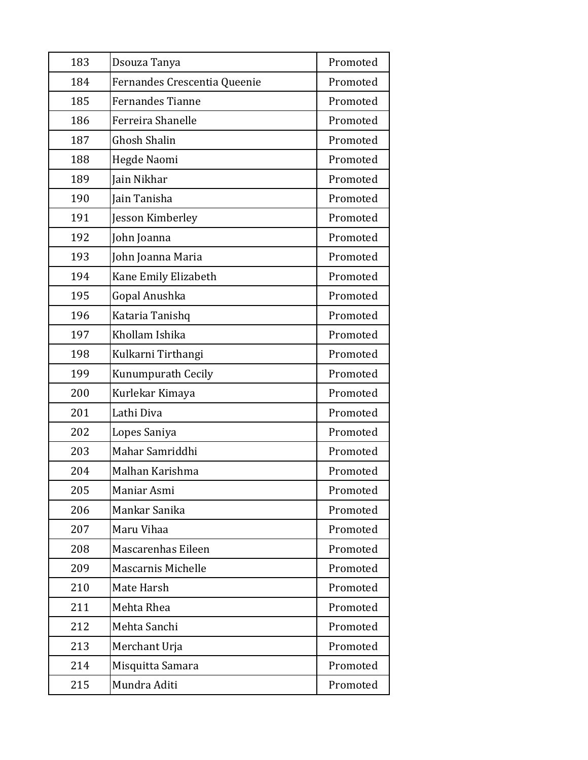| | | |
|---|---|---|
| 183 | Dsouza Tanya | Promoted |
| 184 | Fernandes Crescentia Queenie | Promoted |
| 185 | Fernandes Tianne | Promoted |
| 186 | Ferreira Shanelle | Promoted |
| 187 | Ghosh Shalin | Promoted |
| 188 | Hegde Naomi | Promoted |
| 189 | Jain Nikhar | Promoted |
| 190 | Jain Tanisha | Promoted |
| 191 | Jesson Kimberley | Promoted |
| 192 | John Joanna | Promoted |
| 193 | John Joanna Maria | Promoted |
| 194 | Kane Emily Elizabeth | Promoted |
| 195 | Gopal Anushka | Promoted |
| 196 | Kataria Tanishq | Promoted |
| 197 | Khollam Ishika | Promoted |
| 198 | Kulkarni Tirthangi | Promoted |
| 199 | Kunumpurath Cecily | Promoted |
| 200 | Kurlekar Kimaya | Promoted |
| 201 | Lathi Diva | Promoted |
| 202 | Lopes Saniya | Promoted |
| 203 | Mahar Samriddhi | Promoted |
| 204 | Malhan Karishma | Promoted |
| 205 | Maniar Asmi | Promoted |
| 206 | Mankar Sanika | Promoted |
| 207 | Maru Vihaa | Promoted |
| 208 | Mascarenhas Eileen | Promoted |
| 209 | Mascarnis Michelle | Promoted |
| 210 | Mate Harsh | Promoted |
| 211 | Mehta Rhea | Promoted |
| 212 | Mehta Sanchi | Promoted |
| 213 | Merchant Urja | Promoted |
| 214 | Misquitta Samara | Promoted |
| 215 | Mundra Aditi | Promoted |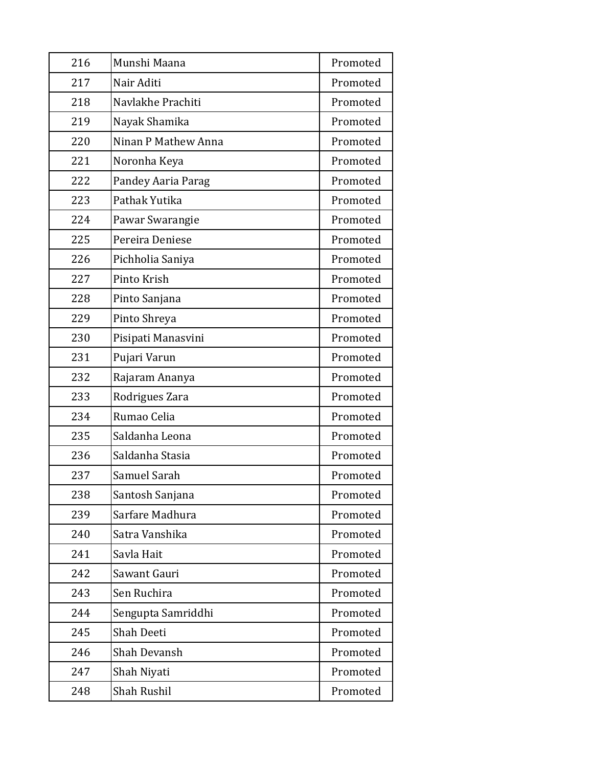| 216 | Munshi Maana | Promoted |
|---|---|---|
| 217 | Nair Aditi | Promoted |
| 218 | Navlakhe Prachiti | Promoted |
| 219 | Nayak Shamika | Promoted |
| 220 | Ninan P Mathew Anna | Promoted |
| 221 | Noronha Keya | Promoted |
| 222 | Pandey Aaria Parag | Promoted |
| 223 | Pathak Yutika | Promoted |
| 224 | Pawar Swarangie | Promoted |
| 225 | Pereira Deniese | Promoted |
| 226 | Pichholia Saniya | Promoted |
| 227 | Pinto Krish | Promoted |
| 228 | Pinto Sanjana | Promoted |
| 229 | Pinto Shreya | Promoted |
| 230 | Pisipati Manasvini | Promoted |
| 231 | Pujari Varun | Promoted |
| 232 | Rajaram Ananya | Promoted |
| 233 | Rodrigues Zara | Promoted |
| 234 | Rumao Celia | Promoted |
| 235 | Saldanha Leona | Promoted |
| 236 | Saldanha Stasia | Promoted |
| 237 | Samuel Sarah | Promoted |
| 238 | Santosh Sanjana | Promoted |
| 239 | Sarfare Madhura | Promoted |
| 240 | Satra Vanshika | Promoted |
| 241 | Savla Hait | Promoted |
| 242 | Sawant Gauri | Promoted |
| 243 | Sen Ruchira | Promoted |
| 244 | Sengupta Samriddhi | Promoted |
| 245 | Shah Deeti | Promoted |
| 246 | Shah Devansh | Promoted |
| 247 | Shah Niyati | Promoted |
| 248 | Shah Rushil | Promoted |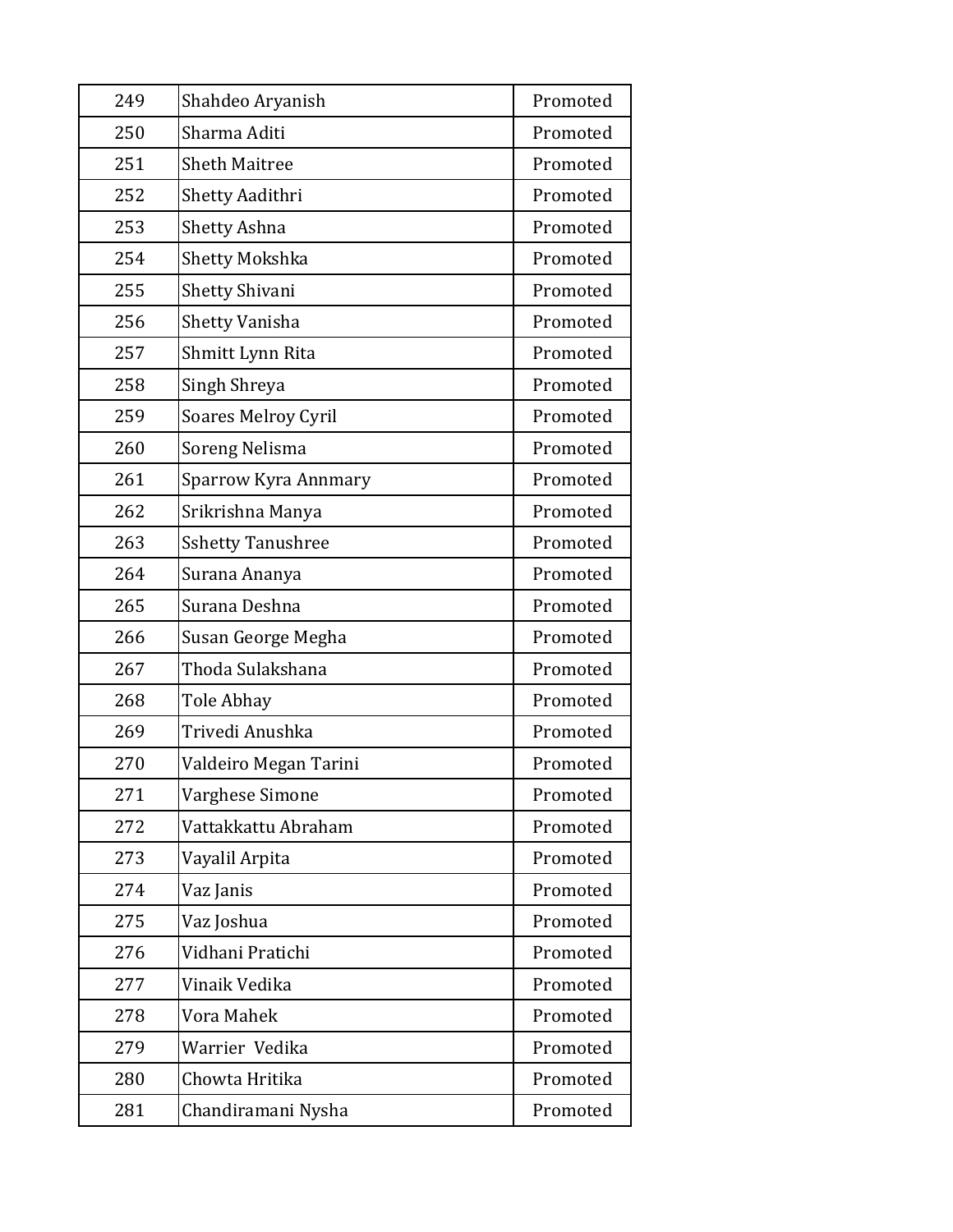| 249 | Shahdeo Aryanish | Promoted |
|---|---|---|
| 250 | Sharma Aditi | Promoted |
| 251 | Sheth Maitree | Promoted |
| 252 | Shetty Aadithri | Promoted |
| 253 | Shetty Ashna | Promoted |
| 254 | Shetty Mokshka | Promoted |
| 255 | Shetty Shivani | Promoted |
| 256 | Shetty Vanisha | Promoted |
| 257 | Shmitt Lynn Rita | Promoted |
| 258 | Singh Shreya | Promoted |
| 259 | Soares Melroy Cyril | Promoted |
| 260 | Soreng Nelisma | Promoted |
| 261 | Sparrow Kyra Annmary | Promoted |
| 262 | Srikrishna Manya | Promoted |
| 263 | Sshetty Tanushree | Promoted |
| 264 | Surana Ananya | Promoted |
| 265 | Surana Deshna | Promoted |
| 266 | Susan George Megha | Promoted |
| 267 | Thoda Sulakshana | Promoted |
| 268 | Tole Abhay | Promoted |
| 269 | Trivedi Anushka | Promoted |
| 270 | Valdeiro Megan Tarini | Promoted |
| 271 | Varghese Simone | Promoted |
| 272 | Vattakkattu Abraham | Promoted |
| 273 | Vayalil Arpita | Promoted |
| 274 | Vaz Janis | Promoted |
| 275 | Vaz Joshua | Promoted |
| 276 | Vidhani Pratichi | Promoted |
| 277 | Vinaik Vedika | Promoted |
| 278 | Vora Mahek | Promoted |
| 279 | Warrier  Vedika | Promoted |
| 280 | Chowta Hritika | Promoted |
| 281 | Chandiramani Nysha | Promoted |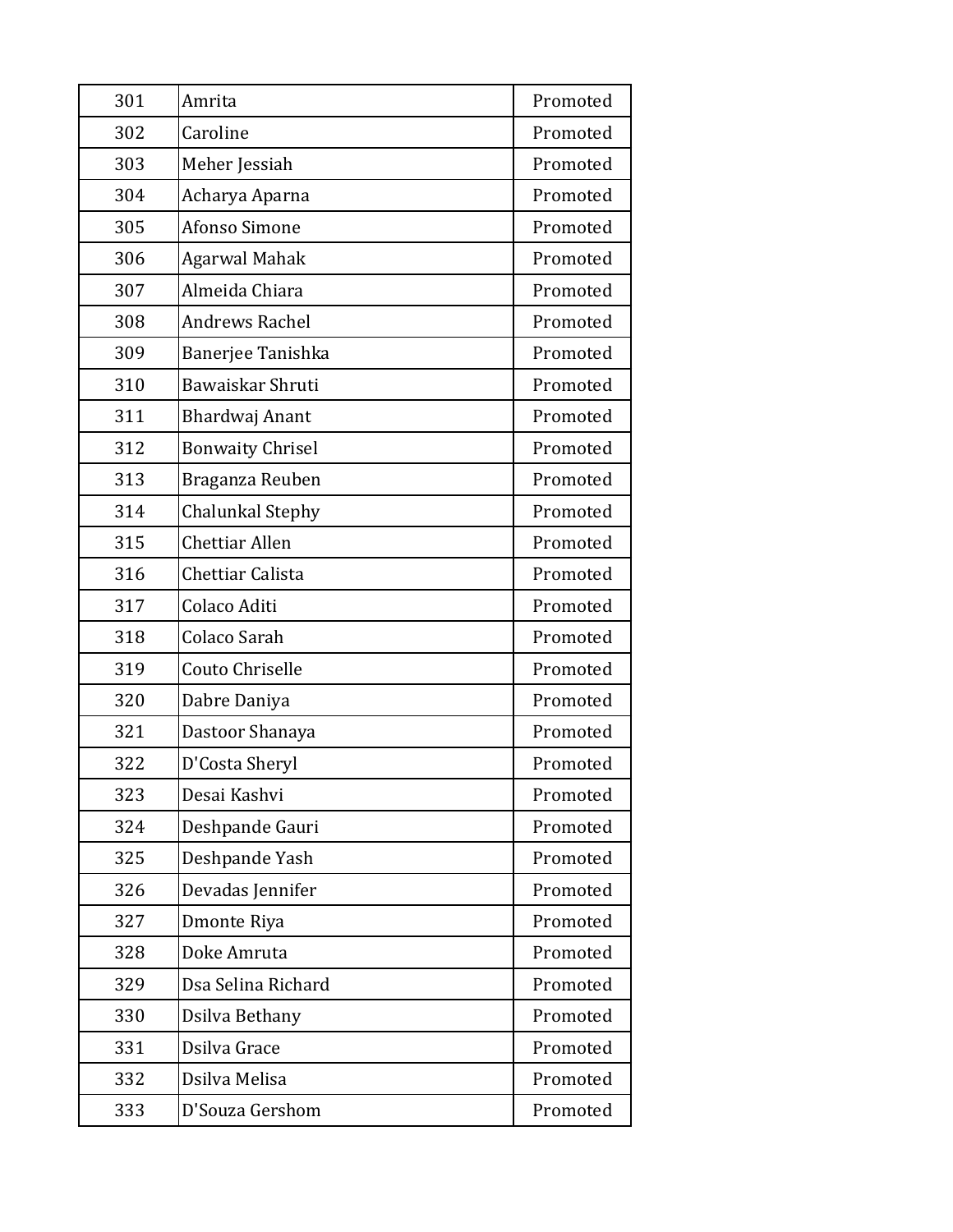| | | |
|---|---|---|
| 301 | Amrita | Promoted |
| 302 | Caroline | Promoted |
| 303 | Meher Jessiah | Promoted |
| 304 | Acharya Aparna | Promoted |
| 305 | Afonso Simone | Promoted |
| 306 | Agarwal Mahak | Promoted |
| 307 | Almeida Chiara | Promoted |
| 308 | Andrews Rachel | Promoted |
| 309 | Banerjee Tanishka | Promoted |
| 310 | Bawaiskar Shruti | Promoted |
| 311 | Bhardwaj Anant | Promoted |
| 312 | Bonwaity Chrisel | Promoted |
| 313 | Braganza Reuben | Promoted |
| 314 | Chalunkal Stephy | Promoted |
| 315 | Chettiar Allen | Promoted |
| 316 | Chettiar Calista | Promoted |
| 317 | Colaco Aditi | Promoted |
| 318 | Colaco Sarah | Promoted |
| 319 | Couto Chriselle | Promoted |
| 320 | Dabre Daniya | Promoted |
| 321 | Dastoor Shanaya | Promoted |
| 322 | D'Costa Sheryl | Promoted |
| 323 | Desai Kashvi | Promoted |
| 324 | Deshpande Gauri | Promoted |
| 325 | Deshpande Yash | Promoted |
| 326 | Devadas Jennifer | Promoted |
| 327 | Dmonte Riya | Promoted |
| 328 | Doke Amruta | Promoted |
| 329 | Dsa Selina Richard | Promoted |
| 330 | Dsilva Bethany | Promoted |
| 331 | Dsilva Grace | Promoted |
| 332 | Dsilva Melisa | Promoted |
| 333 | D'Souza Gershom | Promoted |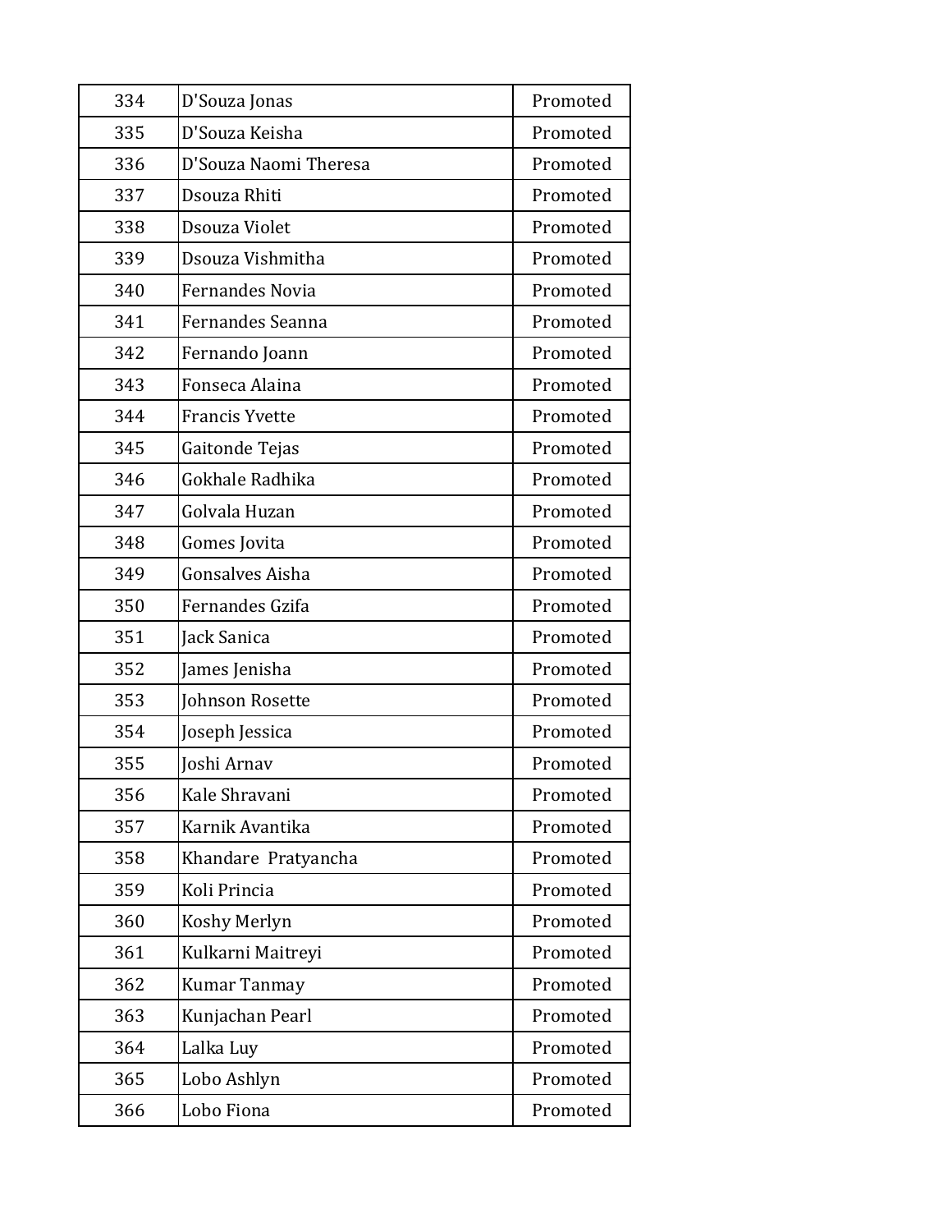| 334 | D'Souza Jonas | Promoted |
|---|---|---|
| 335 | D'Souza Keisha | Promoted |
| 336 | D'Souza Naomi Theresa | Promoted |
| 337 | Dsouza Rhiti | Promoted |
| 338 | Dsouza Violet | Promoted |
| 339 | Dsouza Vishmitha | Promoted |
| 340 | Fernandes Novia | Promoted |
| 341 | Fernandes Seanna | Promoted |
| 342 | Fernando Joann | Promoted |
| 343 | Fonseca Alaina | Promoted |
| 344 | Francis Yvette | Promoted |
| 345 | Gaitonde Tejas | Promoted |
| 346 | Gokhale Radhika | Promoted |
| 347 | Golvala Huzan | Promoted |
| 348 | Gomes Jovita | Promoted |
| 349 | Gonsalves Aisha | Promoted |
| 350 | Fernandes Gzifa | Promoted |
| 351 | Jack Sanica | Promoted |
| 352 | James Jenisha | Promoted |
| 353 | Johnson Rosette | Promoted |
| 354 | Joseph Jessica | Promoted |
| 355 | Joshi Arnav | Promoted |
| 356 | Kale Shravani | Promoted |
| 357 | Karnik Avantika | Promoted |
| 358 | Khandare Pratyancha | Promoted |
| 359 | Koli Princia | Promoted |
| 360 | Koshy Merlyn | Promoted |
| 361 | Kulkarni Maitreyi | Promoted |
| 362 | Kumar Tanmay | Promoted |
| 363 | Kunjachan Pearl | Promoted |
| 364 | Lalka Luy | Promoted |
| 365 | Lobo Ashlyn | Promoted |
| 366 | Lobo Fiona | Promoted |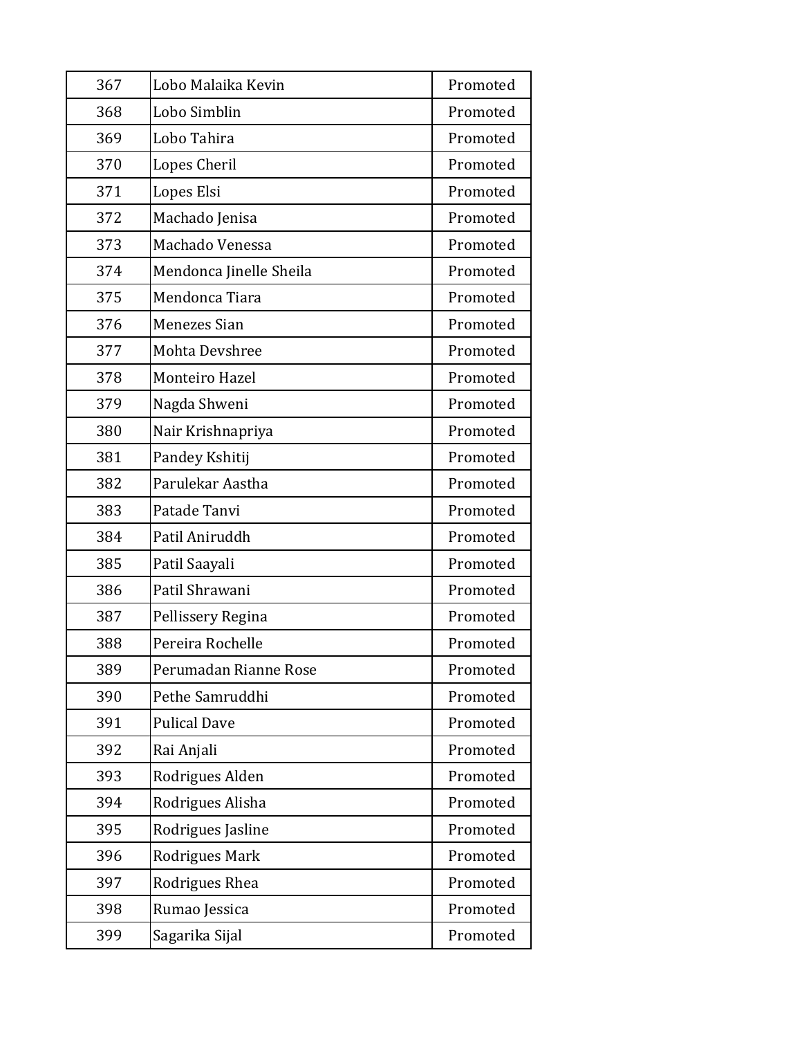| 367 | Lobo Malaika Kevin | Promoted |
|---|---|---|
| 368 | Lobo Simblin | Promoted |
| 369 | Lobo Tahira | Promoted |
| 370 | Lopes Cheril | Promoted |
| 371 | Lopes Elsi | Promoted |
| 372 | Machado Jenisa | Promoted |
| 373 | Machado Venessa | Promoted |
| 374 | Mendonca Jinelle Sheila | Promoted |
| 375 | Mendonca Tiara | Promoted |
| 376 | Menezes Sian | Promoted |
| 377 | Mohta Devshree | Promoted |
| 378 | Monteiro Hazel | Promoted |
| 379 | Nagda Shweni | Promoted |
| 380 | Nair Krishnapriya | Promoted |
| 381 | Pandey Kshitij | Promoted |
| 382 | Parulekar Aastha | Promoted |
| 383 | Patade Tanvi | Promoted |
| 384 | Patil Aniruddh | Promoted |
| 385 | Patil Saayali | Promoted |
| 386 | Patil Shrawani | Promoted |
| 387 | Pellissery Regina | Promoted |
| 388 | Pereira Rochelle | Promoted |
| 389 | Perumadan Rianne Rose | Promoted |
| 390 | Pethe Samruddhi | Promoted |
| 391 | Pulical Dave | Promoted |
| 392 | Rai Anjali | Promoted |
| 393 | Rodrigues Alden | Promoted |
| 394 | Rodrigues Alisha | Promoted |
| 395 | Rodrigues Jasline | Promoted |
| 396 | Rodrigues Mark | Promoted |
| 397 | Rodrigues Rhea | Promoted |
| 398 | Rumao Jessica | Promoted |
| 399 | Sagarika Sijal | Promoted |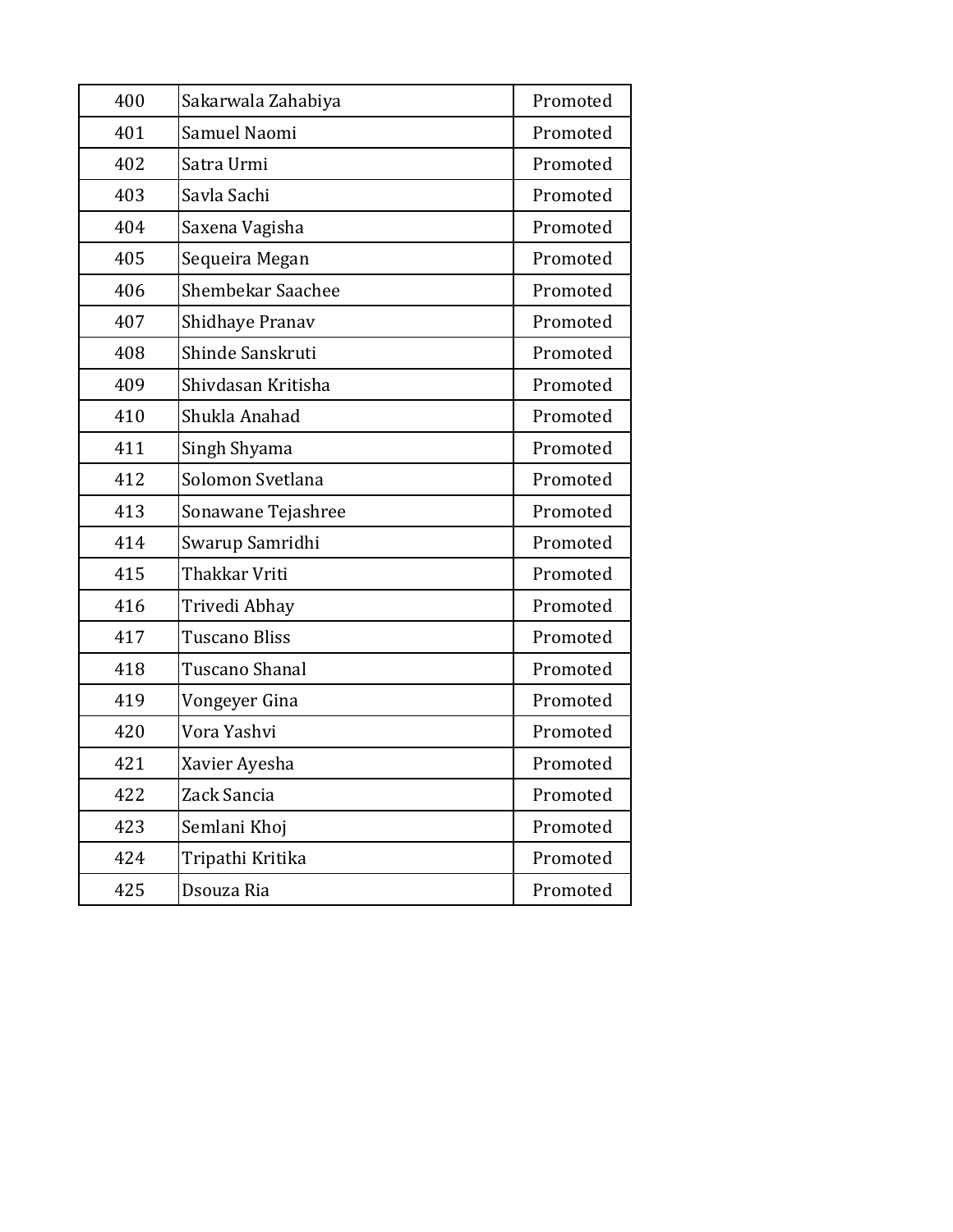| | | |
|---|---|---|
| 400 | Sakarwala Zahabiya | Promoted |
| 401 | Samuel Naomi | Promoted |
| 402 | Satra Urmi | Promoted |
| 403 | Savla Sachi | Promoted |
| 404 | Saxena Vagisha | Promoted |
| 405 | Sequeira Megan | Promoted |
| 406 | Shembekar Saachee | Promoted |
| 407 | Shidhaye Pranav | Promoted |
| 408 | Shinde Sanskruti | Promoted |
| 409 | Shivdasan Kritisha | Promoted |
| 410 | Shukla Anahad | Promoted |
| 411 | Singh Shyama | Promoted |
| 412 | Solomon Svetlana | Promoted |
| 413 | Sonawane Tejashree | Promoted |
| 414 | Swarup Samridhi | Promoted |
| 415 | Thakkar Vriti | Promoted |
| 416 | Trivedi Abhay | Promoted |
| 417 | Tuscano Bliss | Promoted |
| 418 | Tuscano Shanal | Promoted |
| 419 | Vongeyer Gina | Promoted |
| 420 | Vora Yashvi | Promoted |
| 421 | Xavier Ayesha | Promoted |
| 422 | Zack Sancia | Promoted |
| 423 | Semlani Khoj | Promoted |
| 424 | Tripathi Kritika | Promoted |
| 425 | Dsouza Ria | Promoted |